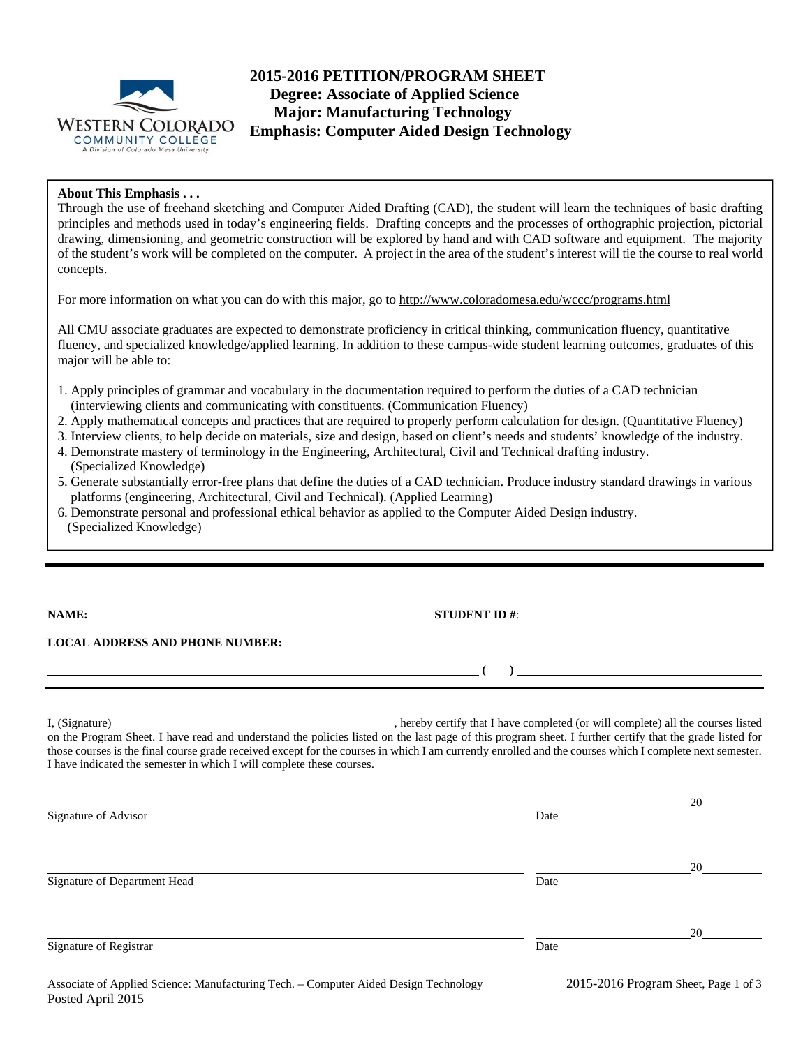# 2015-2016 PETITION/PROGRAM SHEET

## Degree: Associate of Applied Science
## Major: Manufacturing Technology
## Emphasis: Computer Aided Design Technology

**About This Emphasis . . .**

Through the use of freehand sketching and Computer Aided Drafting (CAD), the student will learn the techniques of basic drafting principles and methods used in today's engineering fields. Drafting concepts and the processes of orthographic projection, pictorial drawing, dimensioning, and geometric construction will be explored by hand and with CAD software and equipment. The majority of the student's work will be completed on the computer. A project in the area of the student's interest will tie the course to real world concepts.

For more information on what you can do with this major, go to http://www.coloradomesa.edu/wccc/programs.html

All CMU associate graduates are expected to demonstrate proficiency in critical thinking, communication fluency, quantitative fluency, and specialized knowledge/applied learning. In addition to these campus-wide student learning outcomes, graduates of this major will be able to:

1. Apply principles of grammar and vocabulary in the documentation required to perform the duties of a CAD technician (interviewing clients and communicating with constituents. (Communication Fluency)
2. Apply mathematical concepts and practices that are required to properly perform calculation for design. (Quantitative Fluency)
3. Interview clients, to help decide on materials, size and design, based on client's needs and students' knowledge of the industry.
4. Demonstrate mastery of terminology in the Engineering, Architectural, Civil and Technical drafting industry. (Specialized Knowledge)
5. Generate substantially error-free plans that define the duties of a CAD technician. Produce industry standard drawings in various platforms (engineering, Architectural, Civil and Technical). (Applied Learning)
6. Demonstrate personal and professional ethical behavior as applied to the Computer Aided Design industry. (Specialized Knowledge)

---

**NAME:** ______________________ **STUDENT ID #**: ______________________

**LOCAL ADDRESS AND PHONE NUMBER:** ______________________

______________________ **( )** ______________________

I, (Signature)______________________, hereby certify that I have completed (or will complete) all the courses listed on the Program Sheet. I have read and understand the policies listed on the last page of this program sheet. I further certify that the grade listed for those courses is the final course grade received except for the courses in which I am currently enrolled and the courses which I complete next semester. I have indicated the semester in which I will complete these courses.

______________________ Signature of Advisor &nbsp;&nbsp;&nbsp;&nbsp; ______________ Date 20____

______________________ Signature of Department Head &nbsp;&nbsp;&nbsp;&nbsp; ______________ Date 20____

______________________ Signature of Registrar &nbsp;&nbsp;&nbsp;&nbsp; ______________ Date 20____

Associate of Applied Science: Manufacturing Tech. – Computer Aided Design Technology
Posted April 2015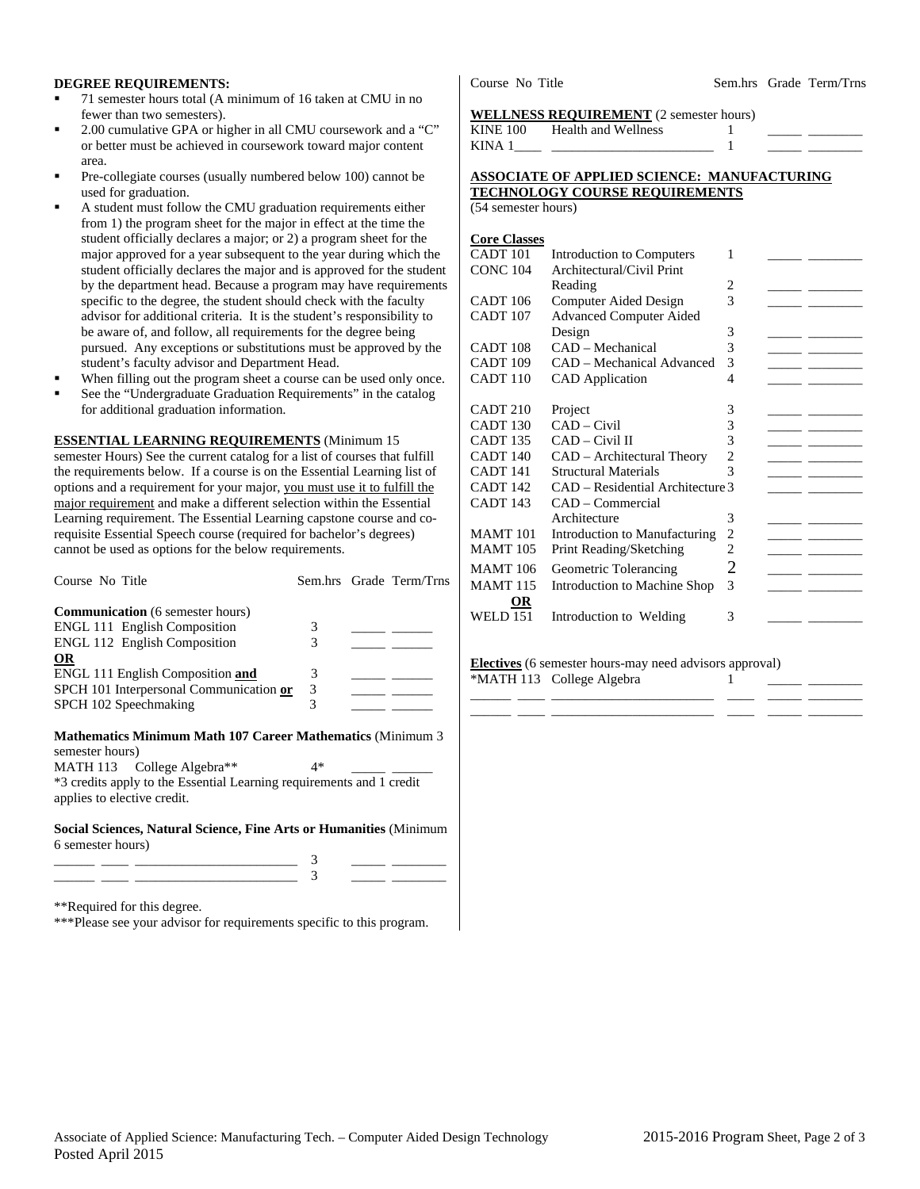**DEGREE REQUIREMENTS:**

- 71 semester hours total (A minimum of 16 taken at CMU in no fewer than two semesters).
- 2.00 cumulative GPA or higher in all CMU coursework and a "C" or better must be achieved in coursework toward major content area.
- Pre-collegiate courses (usually numbered below 100) cannot be used for graduation.
- A student must follow the CMU graduation requirements either from 1) the program sheet for the major in effect at the time the student officially declares a major; or 2) a program sheet for the major approved for a year subsequent to the year during which the student officially declares the major and is approved for the student by the department head. Because a program may have requirements specific to the degree, the student should check with the faculty advisor for additional criteria. It is the student's responsibility to be aware of, and follow, all requirements for the degree being pursued. Any exceptions or substitutions must be approved by the student's faculty advisor and Department Head.
- When filling out the program sheet a course can be used only once.
- See the "Undergraduate Graduation Requirements" in the catalog for additional graduation information.

**ESSENTIAL LEARNING REQUIREMENTS** (Minimum 15 semester Hours) See the current catalog for a list of courses that fulfill the requirements below. If a course is on the Essential Learning list of options and a requirement for your major, you must use it to fulfill the major requirement and make a different selection within the Essential Learning requirement. The Essential Learning capstone course and co-requisite Essential Speech course (required for bachelor's degrees) cannot be used as options for the below requirements.

| Course No Title | Sem.hrs | Grade | Term/Trns |
|---|---|---|---|
| **Communication** (6 semester hours) | | | |
| ENGL 111 English Composition | 3 | _____ | ______ |
| ENGL 112 English Composition | 3 | _____ | ______ |
| **OR** | | | |
| ENGL 111 English Composition **and** | 3 | _____ | ______ |
| SPCH 101 Interpersonal Communication **or** | 3 | _____ | ______ |
| SPCH 102 Speechmaking | 3 | _____ | ______ |
| **Mathematics Minimum Math 107 Career Mathematics** (Minimum 3 semester hours) | | | |
| MATH 113 College Algebra** | 4* | _____ | ______ |

*3 credits apply to the Essential Learning requirements and 1 credit applies to elective credit.

| Course No Title | Sem.hrs | Grade | Term/Trns |
|---|---|---|---|
| **Social Sciences, Natural Science, Fine Arts or Humanities** (Minimum 6 semester hours) | | | |
| ______ ____ ______________________ | 3 | _____ | ________ |
| ______ ____ ______________________ | 3 | _____ | ________ |

**Required for this degree.

***Please see your advisor for requirements specific to this program.

| Course No | Title | Sem.hrs | Grade | Term/Trns |
|---|---|---|---|---|
| **WELLNESS REQUIREMENT** (2 semester hours) | | | | |
| KINE 100 | Health and Wellness | 1 | _____ | ________ |
| KINA 1____ | ________________________ | 1 | _____ | ________ |

**ASSOCIATE OF APPLIED SCIENCE: MANUFACTURING TECHNOLOGY COURSE REQUIREMENTS**
(54 semester hours)

| Course No | Title | Sem.hrs | Grade | Term/Trns |
|---|---|---|---|---|
| **Core Classes** | | | | |
| CADT 101 | Introduction to Computers | 1 | _____ | ________ |
| CONC 104 | Architectural/Civil Print Reading | 2 | _____ | ________ |
| CADT 106 | Computer Aided Design | 3 | _____ | ________ |
| CADT 107 | Advanced Computer Aided Design | 3 | _____ | ________ |
| CADT 108 | CAD – Mechanical | 3 | _____ | ________ |
| CADT 109 | CAD – Mechanical Advanced | 3 | _____ | ________ |
| CADT 110 | CAD Application | 4 | _____ | ________ |
| CADT 210 | Project | 3 | _____ | ________ |
| CADT 130 | CAD – Civil | 3 | _____ | ________ |
| CADT 135 | CAD – Civil II | 3 | _____ | ________ |
| CADT 140 | CAD – Architectural Theory | 2 | _____ | ________ |
| CADT 141 | Structural Materials | 3 | _____ | ________ |
| CADT 142 | CAD – Residential Architecture | 3 | _____ | ________ |
| CADT 143 | CAD – Commercial Architecture | 3 | _____ | ________ |
| MAMT 101 | Introduction to Manufacturing | 2 | _____ | ________ |
| MAMT 105 | Print Reading/Sketching | 2 | _____ | ________ |
| MAMT 106 | Geometric Tolerancing | 2 | _____ | ________ |
| MAMT 115 | Introduction to Machine Shop | 3 | _____ | ________ |
| **OR** | | | | |
| WELD 151 | Introduction to Welding | 3 | _____ | ________ |

| Course No | Title | Sem.hrs | Grade | Term/Trns |
|---|---|---|---|---|
| **Electives** (6 semester hours-may need advisors approval) | | | | |
| *MATH 113 | College Algebra | 1 | _____ | ________ |
| ______ ____ | ______________________ | ____ | _____ | ________ |
| ______ ____ | ______________________ | ____ | _____ | ________ |

Associate of Applied Science: Manufacturing Tech. – Computer Aided Design Technology
Posted April 2015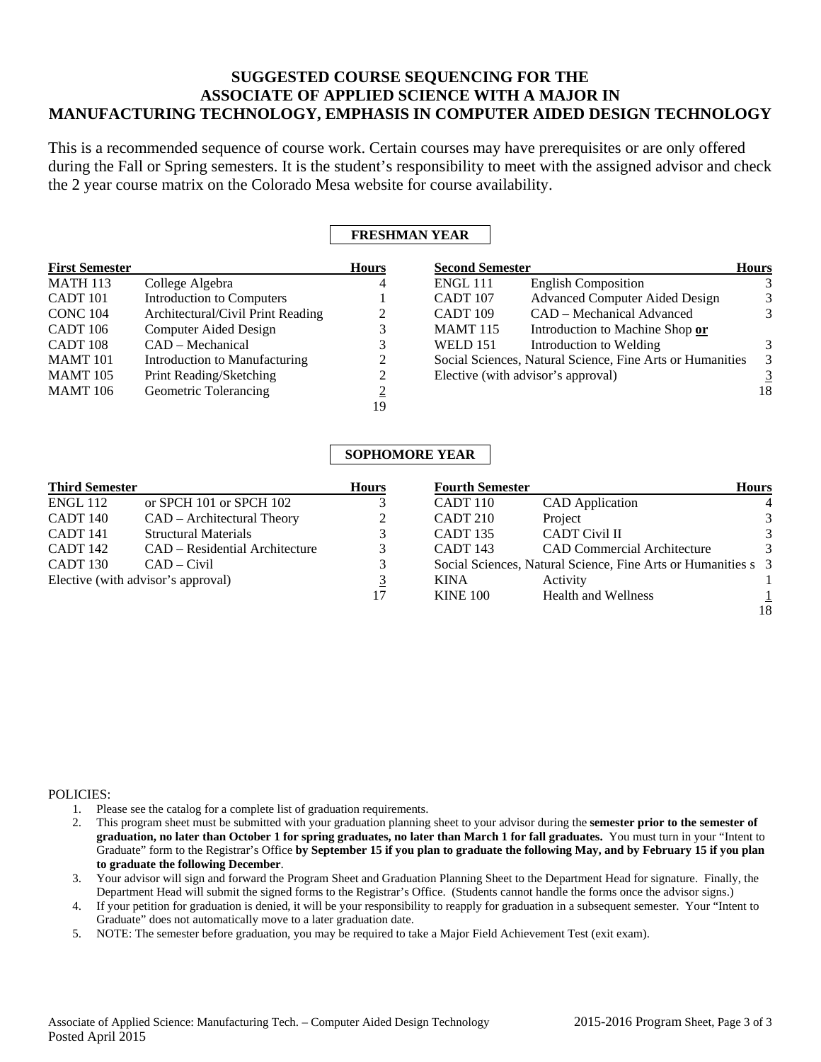# SUGGESTED COURSE SEQUENCING FOR THE ASSOCIATE OF APPLIED SCIENCE WITH A MAJOR IN MANUFACTURING TECHNOLOGY, EMPHASIS IN COMPUTER AIDED DESIGN TECHNOLOGY

This is a recommended sequence of course work. Certain courses may have prerequisites or are only offered during the Fall or Spring semesters. It is the student's responsibility to meet with the assigned advisor and check the 2 year course matrix on the Colorado Mesa website for course availability.

## FRESHMAN YEAR

| First Semester | | Hours |
|---|---|---|
| MATH 113 | College Algebra | 4 |
| CADT 101 | Introduction to Computers | 1 |
| CONC 104 | Architectural/Civil Print Reading | 2 |
| CADT 106 | Computer Aided Design | 3 |
| CADT 108 | CAD – Mechanical | 3 |
| MAMT 101 | Introduction to Manufacturing | 2 |
| MAMT 105 | Print Reading/Sketching | 2 |
| MAMT 106 | Geometric Tolerancing | 2 |
| | | 19 |

| Second Semester | | Hours |
|---|---|---|
| ENGL 111 | English Composition | 3 |
| CADT 107 | Advanced Computer Aided Design | 3 |
| CADT 109 | CAD – Mechanical Advanced | 3 |
| MAMT 115 | Introduction to Machine Shop **or** | |
| WELD 151 | Introduction to Welding | 3 |
| Social Sciences, Natural Science, Fine Arts or Humanities | | 3 |
| Elective (with advisor's approval) | | 3 |
| | | 18 |

## SOPHOMORE YEAR

| Third Semester | | Hours |
|---|---|---|
| ENGL 112 | or SPCH 101 or SPCH 102 | 3 |
| CADT 140 | CAD – Architectural Theory | 2 |
| CADT 141 | Structural Materials | 3 |
| CADT 142 | CAD – Residential Architecture | 3 |
| CADT 130 | CAD – Civil | 3 |
| Elective (with advisor's approval) | | 3 |
| | | 17 |

| Fourth Semester | | Hours |
|---|---|---|
| CADT 110 | CAD Application | 4 |
| CADT 210 | Project | 3 |
| CADT 135 | CADT Civil II | 3 |
| CADT 143 | CAD Commercial Architecture | 3 |
| Social Sciences, Natural Science, Fine Arts or Humanities s | | 3 |
| KINA | Activity | 1 |
| KINE 100 | Health and Wellness | 1 |
| | | 18 |

POLICIES:

1. Please see the catalog for a complete list of graduation requirements.
2. This program sheet must be submitted with your graduation planning sheet to your advisor during the **semester prior to the semester of graduation, no later than October 1 for spring graduates, no later than March 1 for fall graduates.** You must turn in your "Intent to Graduate" form to the Registrar's Office **by September 15 if you plan to graduate the following May, and by February 15 if you plan to graduate the following December**.
3. Your advisor will sign and forward the Program Sheet and Graduation Planning Sheet to the Department Head for signature. Finally, the Department Head will submit the signed forms to the Registrar's Office. (Students cannot handle the forms once the advisor signs.)
4. If your petition for graduation is denied, it will be your responsibility to reapply for graduation in a subsequent semester. Your "Intent to Graduate" does not automatically move to a later graduation date.
5. NOTE: The semester before graduation, you may be required to take a Major Field Achievement Test (exit exam).